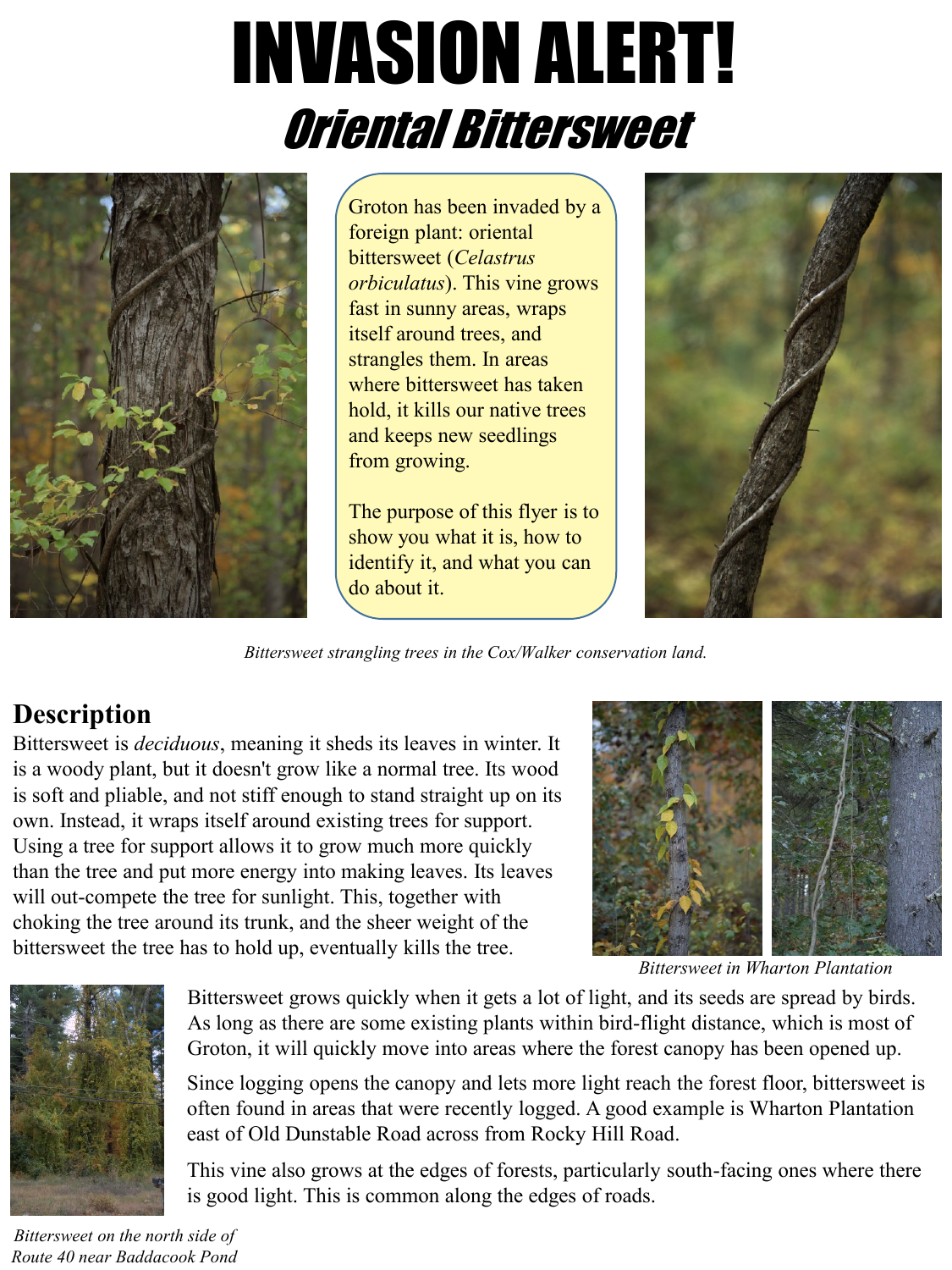# INVASION ALERT!

## *Oriental Bittersweet*

Groton has been invaded by a foreign plant: oriental bittersweet (*Celastrus orbiculatus*). This vine grows fast in sunny areas, wraps itself around trees, and strangles them. In areas where bittersweet has taken hold, it kills our native trees and keeps new seedlings from growing.

The purpose of this flyer is to show you what it is, how to identify it, and what you can do about it.

*Bittersweet strangling trees in the Cox/Walker conservation land.*

## Description

Bittersweet is *deciduous*, meaning it sheds its leaves in winter. It is a woody plant, but it doesn't grow like a normal tree. Its wood is soft and pliable, and not stiff enough to stand straight up on its own. Instead, it wraps itself around existing trees for support. Using a tree for support allows it to grow much more quickly than the tree and put more energy into making leaves. Its leaves will out-compete the tree for sunlight. This, together with choking the tree around its trunk, and the sheer weight of the bittersweet the tree has to hold up, eventually kills the tree.

*Bittersweet in Wharton Plantation*

Bittersweet grows quickly when it gets a lot of light, and its seeds are spread by birds. As long as there are some existing plants within bird-flight distance, which is most of Groton, it will quickly move into areas where the forest canopy has been opened up.

Since logging opens the canopy and lets more light reach the forest floor, bittersweet is often found in areas that were recently logged. A good example is Wharton Plantation east of Old Dunstable Road across from Rocky Hill Road.

This vine also grows at the edges of forests, particularly south-facing ones where there is good light. This is common along the edges of roads.

*Bittersweet on the north side of Route 40 near Baddacook Pond*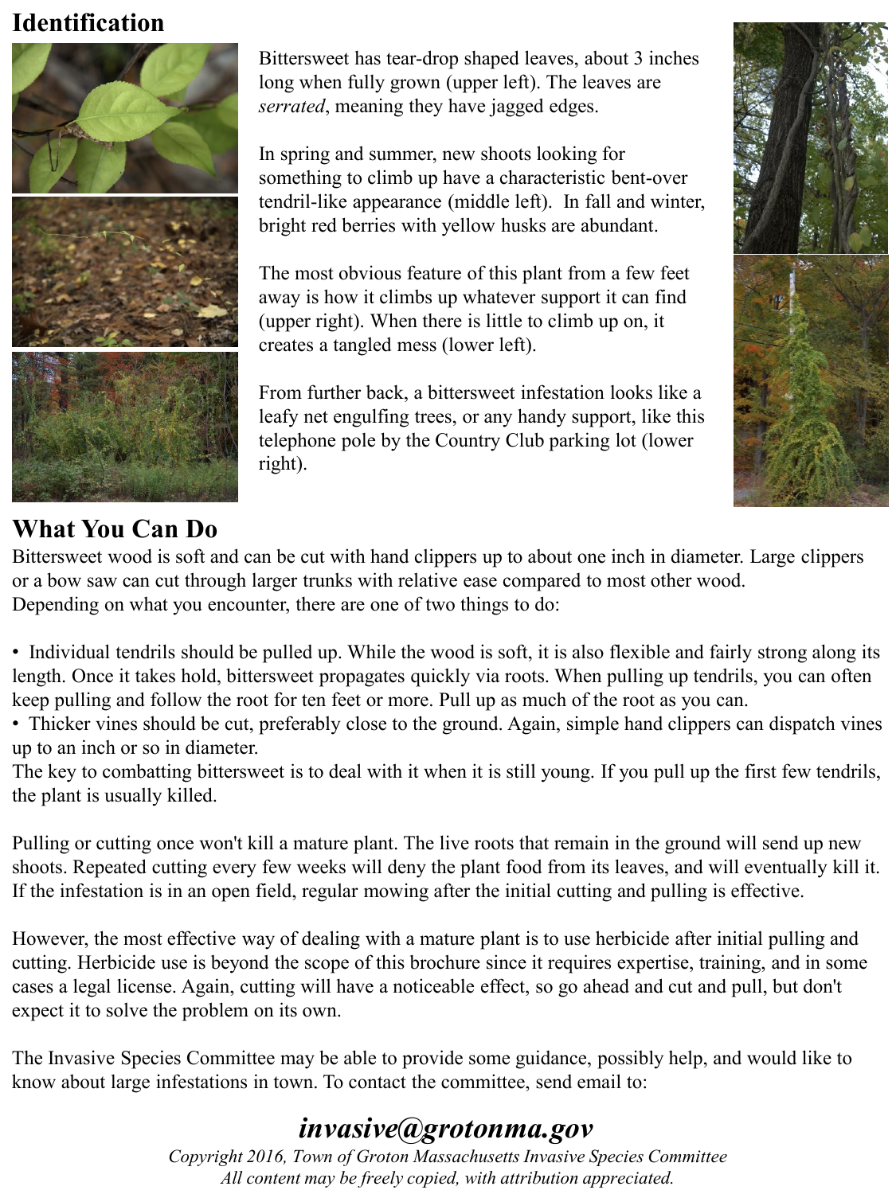## Identification

Bittersweet has tear-drop shaped leaves, about 3 inches long when fully grown (upper left). The leaves are *serrated*, meaning they have jagged edges.

In spring and summer, new shoots looking for something to climb up have a characteristic bent-over tendril-like appearance (middle left). In fall and winter, bright red berries with yellow husks are abundant.

The most obvious feature of this plant from a few feet away is how it climbs up whatever support it can find (upper right). When there is little to climb up on, it creates a tangled mess (lower left).

From further back, a bittersweet infestation looks like a leafy net engulfing trees, or any handy support, like this telephone pole by the Country Club parking lot (lower right).

## What You Can Do

Bittersweet wood is soft and can be cut with hand clippers up to about one inch in diameter. Large clippers or a bow saw can cut through larger trunks with relative ease compared to most other wood.
Depending on what you encounter, there are one of two things to do:

- Individual tendrils should be pulled up. While the wood is soft, it is also flexible and fairly strong along its length. Once it takes hold, bittersweet propagates quickly via roots. When pulling up tendrils, you can often keep pulling and follow the root for ten feet or more. Pull up as much of the root as you can.
- Thicker vines should be cut, preferably close to the ground. Again, simple hand clippers can dispatch vines up to an inch or so in diameter.

The key to combatting bittersweet is to deal with it when it is still young. If you pull up the first few tendrils, the plant is usually killed.

Pulling or cutting once won't kill a mature plant. The live roots that remain in the ground will send up new shoots. Repeated cutting every few weeks will deny the plant food from its leaves, and will eventually kill it. If the infestation is in an open field, regular mowing after the initial cutting and pulling is effective.

However, the most effective way of dealing with a mature plant is to use herbicide after initial pulling and cutting. Herbicide use is beyond the scope of this brochure since it requires expertise, training, and in some cases a legal license. Again, cutting will have a noticeable effect, so go ahead and cut and pull, but don't expect it to solve the problem on its own.

The Invasive Species Committee may be able to provide some guidance, possibly help, and would like to know about large infestations in town. To contact the committee, send email to:

***invasive@grotonma.gov***

*Copyright 2016, Town of Groton Massachusetts Invasive Species Committee*
*All content may be freely copied, with attribution appreciated.*